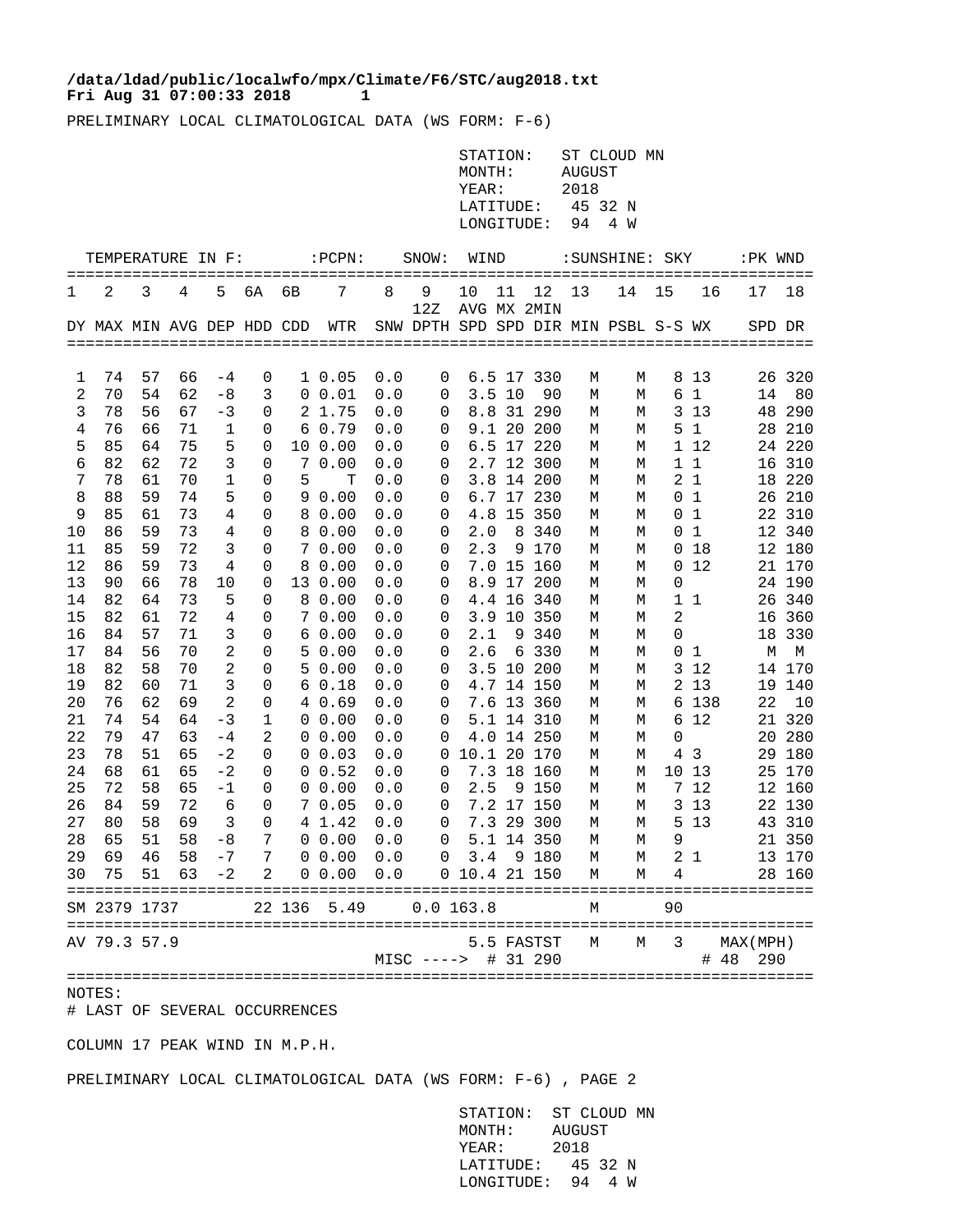**/data/ldad/public/localwfo/mpx/Climate/F6/STC/aug2018.txt**
**Fri Aug 31 07:00:33 2018 1**

PRELIMINARY LOCAL CLIMATOLOGICAL DATA (WS FORM: F-6)

STATION: ST CLOUD MN
MONTH: AUGUST
YEAR: 2018
LATITUDE: 45 32 N
LONGITUDE: 94 4 W

| TEMPERATURE IN F: | | | | | | | :PCPN: | | SNOW: | WIND | | | :SUNSHINE: | | SKY | | :PK WND | |
|---|---|---|---|---|---|---|---|---|---|---|---|---|---|---|---|---|---|---|
| 1 | 2 | 3 | 4 | 5 | 6A | 6B | 7 | 8 | 9 12Z | 10 AVG | 11 MX | 12 2MIN | 13 | 14 | 15 | 16 | 17 | 18 |
| DY | MAX | MIN | AVG | DEP | HDD | CDD | WTR | SNW | DPTH | SPD | SPD | DIR | MIN | PSBL | S-S | WX | SPD | DR |
| 1 | 74 | 57 | 66 | -4 | 0 | 1 | 0.05 | 0.0 | 0 | 6.5 | 17 | 330 | M | M | 8 | 13 | 26 | 320 |
| 2 | 70 | 54 | 62 | -8 | 3 | 0 | 0.01 | 0.0 | 0 | 3.5 | 10 | 90 | M | M | 6 | 1 | 14 | 80 |
| 3 | 78 | 56 | 67 | -3 | 0 | 2 | 1.75 | 0.0 | 0 | 8.8 | 31 | 290 | M | M | 3 | 13 | 48 | 290 |
| 4 | 76 | 66 | 71 | 1 | 0 | 6 | 0.79 | 0.0 | 0 | 9.1 | 20 | 200 | M | M | 5 | 1 | 28 | 210 |
| 5 | 85 | 64 | 75 | 5 | 0 | 10 | 0.00 | 0.0 | 0 | 6.5 | 17 | 220 | M | M | 1 | 12 | 24 | 220 |
| 6 | 82 | 62 | 72 | 3 | 0 | 7 | 0.00 | 0.0 | 0 | 2.7 | 12 | 300 | M | M | 1 | 1 | 16 | 310 |
| 7 | 78 | 61 | 70 | 1 | 0 | 5 | T | 0.0 | 0 | 3.8 | 14 | 200 | M | M | 2 | 1 | 18 | 220 |
| 8 | 88 | 59 | 74 | 5 | 0 | 9 | 0.00 | 0.0 | 0 | 6.7 | 17 | 230 | M | M | 0 | 1 | 26 | 210 |
| 9 | 85 | 61 | 73 | 4 | 0 | 8 | 0.00 | 0.0 | 0 | 4.8 | 15 | 350 | M | M | 0 | 1 | 22 | 310 |
| 10 | 86 | 59 | 73 | 4 | 0 | 8 | 0.00 | 0.0 | 0 | 2.0 | 8 | 340 | M | M | 0 | 1 | 12 | 340 |
| 11 | 85 | 59 | 72 | 3 | 0 | 7 | 0.00 | 0.0 | 0 | 2.3 | 9 | 170 | M | M | 0 | 18 | 12 | 180 |
| 12 | 86 | 59 | 73 | 4 | 0 | 8 | 0.00 | 0.0 | 0 | 7.0 | 15 | 160 | M | M | 0 | 12 | 21 | 170 |
| 13 | 90 | 66 | 78 | 10 | 0 | 13 | 0.00 | 0.0 | 0 | 8.9 | 17 | 200 | M | M | 0 | | 24 | 190 |
| 14 | 82 | 64 | 73 | 5 | 0 | 8 | 0.00 | 0.0 | 0 | 4.4 | 16 | 340 | M | M | 1 | 1 | 26 | 340 |
| 15 | 82 | 61 | 72 | 4 | 0 | 7 | 0.00 | 0.0 | 0 | 3.9 | 10 | 350 | M | M | 2 | | 16 | 360 |
| 16 | 84 | 57 | 71 | 3 | 0 | 6 | 0.00 | 0.0 | 0 | 2.1 | 9 | 340 | M | M | 0 | | 18 | 330 |
| 17 | 84 | 56 | 70 | 2 | 0 | 5 | 0.00 | 0.0 | 0 | 2.6 | 6 | 330 | M | M | 0 | 1 | M | M |
| 18 | 82 | 58 | 70 | 2 | 0 | 5 | 0.00 | 0.0 | 0 | 3.5 | 10 | 200 | M | M | 3 | 12 | 14 | 170 |
| 19 | 82 | 60 | 71 | 3 | 0 | 6 | 0.18 | 0.0 | 0 | 4.7 | 14 | 150 | M | M | 2 | 13 | 19 | 140 |
| 20 | 76 | 62 | 69 | 2 | 0 | 4 | 0.69 | 0.0 | 0 | 7.6 | 13 | 360 | M | M | 6 | 138 | 22 | 10 |
| 21 | 74 | 54 | 64 | -3 | 1 | 0 | 0.00 | 0.0 | 0 | 5.1 | 14 | 310 | M | M | 6 | 12 | 21 | 320 |
| 22 | 79 | 47 | 63 | -4 | 2 | 0 | 0.00 | 0.0 | 0 | 4.0 | 14 | 250 | M | M | 0 | | 20 | 280 |
| 23 | 78 | 51 | 65 | -2 | 0 | 0 | 0.03 | 0.0 | 0 | 10.1 | 20 | 170 | M | M | 4 | 3 | 29 | 180 |
| 24 | 68 | 61 | 65 | -2 | 0 | 0 | 0.52 | 0.0 | 0 | 7.3 | 18 | 160 | M | M | 10 | 13 | 25 | 170 |
| 25 | 72 | 58 | 65 | -1 | 0 | 0 | 0.00 | 0.0 | 0 | 2.5 | 9 | 150 | M | M | 7 | 12 | 12 | 160 |
| 26 | 84 | 59 | 72 | 6 | 0 | 7 | 0.05 | 0.0 | 0 | 7.2 | 17 | 150 | M | M | 3 | 13 | 22 | 130 |
| 27 | 80 | 58 | 69 | 3 | 0 | 4 | 1.42 | 0.0 | 0 | 7.3 | 29 | 300 | M | M | 5 | 13 | 43 | 310 |
| 28 | 65 | 51 | 58 | -8 | 7 | 0 | 0.00 | 0.0 | 0 | 5.1 | 14 | 350 | M | M | 9 | | 21 | 350 |
| 29 | 69 | 46 | 58 | -7 | 7 | 0 | 0.00 | 0.0 | 0 | 3.4 | 9 | 180 | M | M | 2 | 1 | 13 | 170 |
| 30 | 75 | 51 | 63 | -2 | 2 | 0 | 0.00 | 0.0 | 0 | 10.4 | 21 | 150 | M | M | 4 | | 28 | 160 |
| SM | 2379 | 1737 | | | 22 | 136 | 5.49 | 0.0 | | 163.8 | | | M | | 90 | | | |
| AV | 79.3 | 57.9 | | | | | | | | 5.5 | FASTST | | M | M | 3 | | MAX(MPH) | |
| | | | | | | | | MISC ----> | | | # 31 | 290 | | | | | # 48 | 290 |

NOTES:
# LAST OF SEVERAL OCCURRENCES

COLUMN 17 PEAK WIND IN M.P.H.

PRELIMINARY LOCAL CLIMATOLOGICAL DATA (WS FORM: F-6) , PAGE 2

STATION: ST CLOUD MN
MONTH: AUGUST
YEAR: 2018
LATITUDE: 45 32 N
LONGITUDE: 94 4 W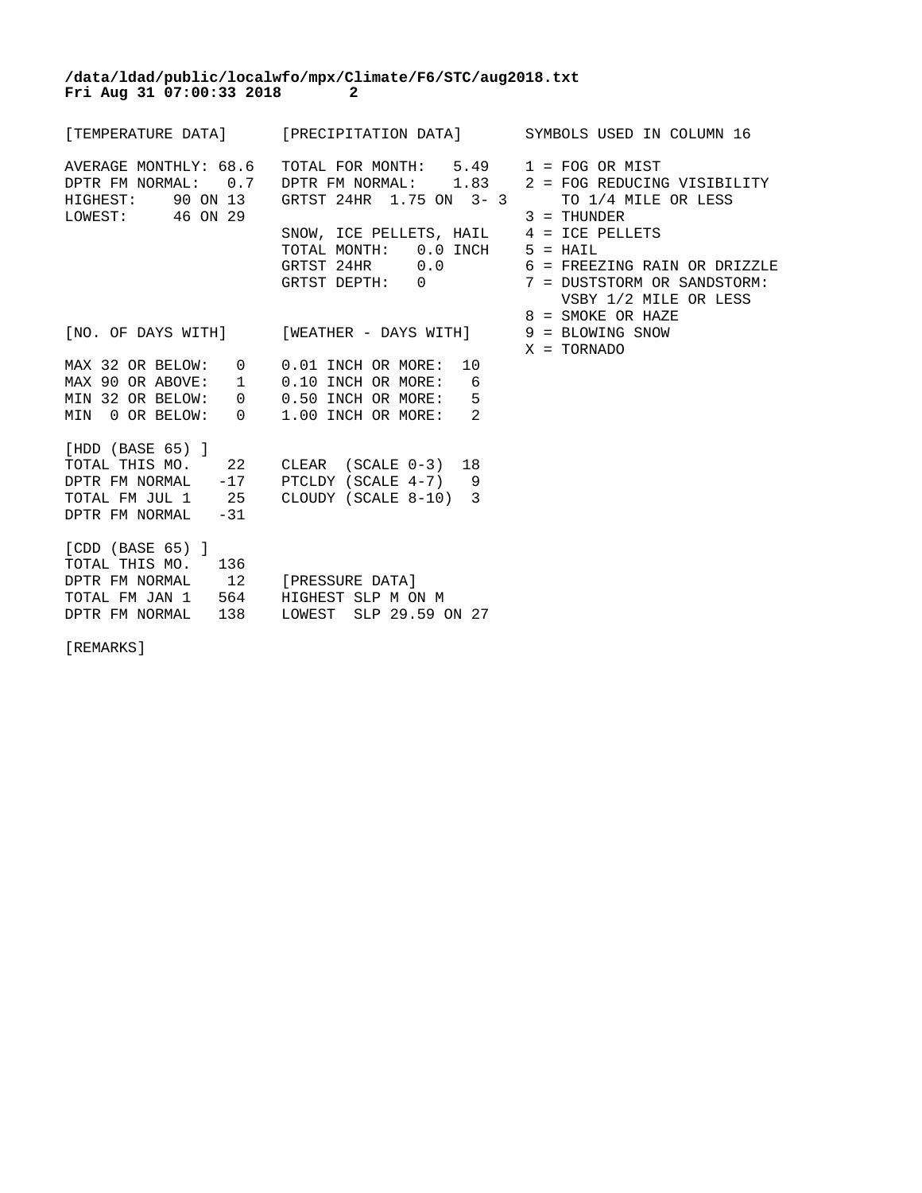**/data/ldad/public/localwfo/mpx/Climate/F6/STC/aug2018.txt**
**Fri Aug 31 07:00:33 2018**

```
[TEMPERATURE DATA]      [PRECIPITATION DATA]       SYMBOLS USED IN COLUMN 16

AVERAGE MONTHLY: 68.6   TOTAL FOR MONTH:   5.49    1 = FOG OR MIST
DPTR FM NORMAL:   0.7   DPTR FM NORMAL:    1.83    2 = FOG REDUCING VISIBILITY
HIGHEST:    90 ON 13    GRTST 24HR  1.75 ON  3- 3      TO 1/4 MILE OR LESS
LOWEST:     46 ON 29                               3 = THUNDER
                        SNOW, ICE PELLETS, HAIL    4 = ICE PELLETS
                        TOTAL MONTH:   0.0 INCH    5 = HAIL
                        GRTST 24HR     0.0         6 = FREEZING RAIN OR DRIZZLE
                        GRTST DEPTH:   0           7 = DUSTSTORM OR SANDSTORM:
                                                       VSBY 1/2 MILE OR LESS
                                                   8 = SMOKE OR HAZE
[NO. OF DAYS WITH]      [WEATHER - DAYS WITH]      9 = BLOWING SNOW
                                                   X = TORNADO
MAX 32 OR BELOW:   0    0.01 INCH OR MORE:  10
MAX 90 OR ABOVE:   1    0.10 INCH OR MORE:   6
MIN 32 OR BELOW:   0    0.50 INCH OR MORE:   5
MIN  0 OR BELOW:   0    1.00 INCH OR MORE:   2

[HDD (BASE 65) ]
TOTAL THIS MO.    22    CLEAR  (SCALE 0-3)  18
DPTR FM NORMAL   -17    PTCLDY (SCALE 4-7)   9
TOTAL FM JUL 1    25    CLOUDY (SCALE 8-10)  3
DPTR FM NORMAL   -31

[CDD (BASE 65) ]
TOTAL THIS MO.   136
DPTR FM NORMAL    12    [PRESSURE DATA]
TOTAL FM JAN 1   564    HIGHEST SLP M ON M
DPTR FM NORMAL   138    LOWEST  SLP 29.59 ON 27

[REMARKS]
```